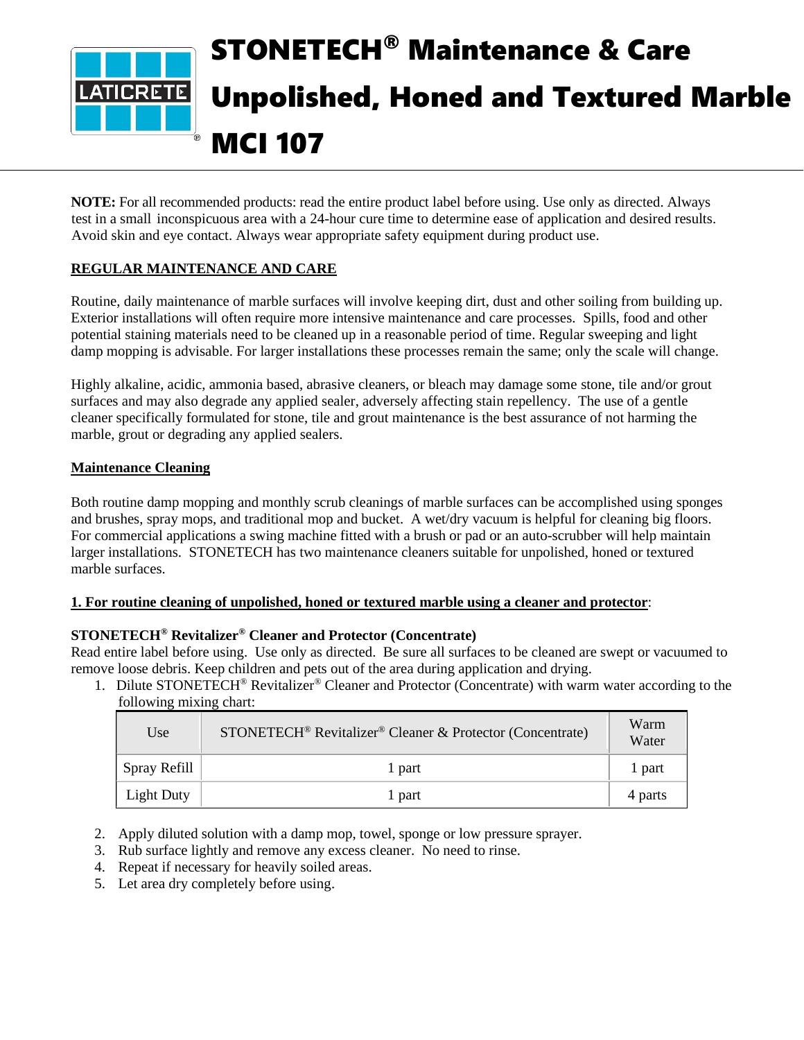// STONETECH® Maintenance & Care Unpolished, Honed and Textured Marble MCI 107

**NOTE:** For all recommended products: read the entire product label before using. Use only as directed. Always test in a small inconspicuous area with a 24-hour cure time to determine ease of application and desired results. Avoid skin and eye contact. Always wear appropriate safety equipment during product use.

## REGULAR MAINTENANCE AND CARE

Routine, daily maintenance of marble surfaces will involve keeping dirt, dust and other soiling from building up. Exterior installations will often require more intensive maintenance and care processes. Spills, food and other potential staining materials need to be cleaned up in a reasonable period of time. Regular sweeping and light damp mopping is advisable. For larger installations these processes remain the same; only the scale will change.

Highly alkaline, acidic, ammonia based, abrasive cleaners, or bleach may damage some stone, tile and/or grout surfaces and may also degrade any applied sealer, adversely affecting stain repellency. The use of a gentle cleaner specifically formulated for stone, tile and grout maintenance is the best assurance of not harming the marble, grout or degrading any applied sealers.

### Maintenance Cleaning

Both routine damp mopping and monthly scrub cleanings of marble surfaces can be accomplished using sponges and brushes, spray mops, and traditional mop and bucket. A wet/dry vacuum is helpful for cleaning big floors. For commercial applications a swing machine fitted with a brush or pad or an auto-scrubber will help maintain larger installations. STONETECH has two maintenance cleaners suitable for unpolished, honed or textured marble surfaces.

**1. For routine cleaning of unpolished, honed or textured marble using a cleaner and protector**:

**STONETECH® Revitalizer® Cleaner and Protector (Concentrate)**
Read entire label before using. Use only as directed. Be sure all surfaces to be cleaned are swept or vacuumed to remove loose debris. Keep children and pets out of the area during application and drying.

1. Dilute STONETECH® Revitalizer® Cleaner and Protector (Concentrate) with warm water according to the following mixing chart:

| Use | STONETECH® Revitalizer® Cleaner & Protector (Concentrate) | Warm Water |
|---|---|---|
| Spray Refill | 1 part | 1 part |
| Light Duty | 1 part | 4 parts |

2. Apply diluted solution with a damp mop, towel, sponge or low pressure sprayer.
3. Rub surface lightly and remove any excess cleaner. No need to rinse.
4. Repeat if necessary for heavily soiled areas.
5. Let area dry completely before using.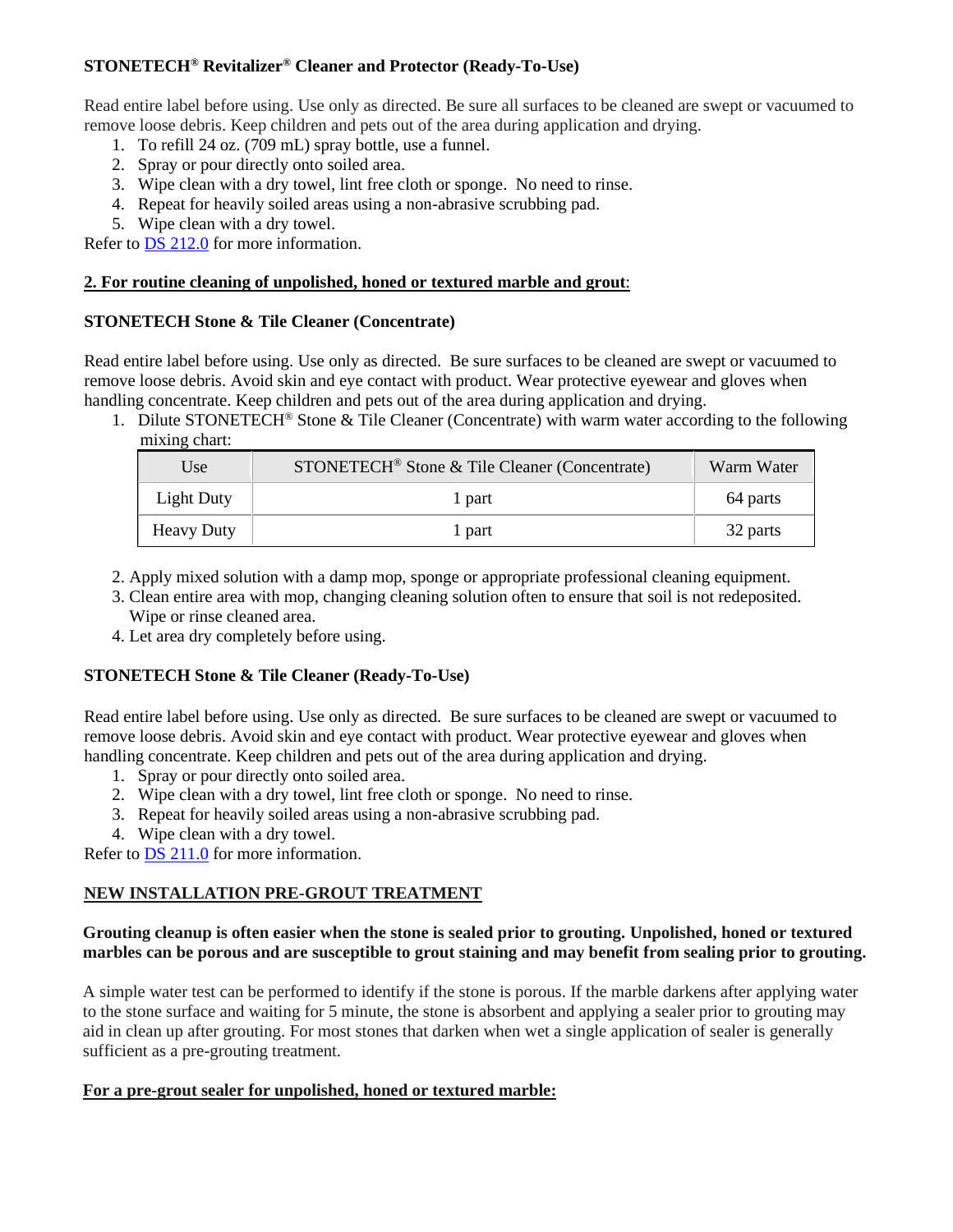**STONETECH® Revitalizer® Cleaner and Protector (Ready-To-Use)**

Read entire label before using. Use only as directed. Be sure all surfaces to be cleaned are swept or vacuumed to remove loose debris. Keep children and pets out of the area during application and drying.

1. To refill 24 oz. (709 mL) spray bottle, use a funnel.
2. Spray or pour directly onto soiled area.
3. Wipe clean with a dry towel, lint free cloth or sponge. No need to rinse.
4. Repeat for heavily soiled areas using a non-abrasive scrubbing pad.
5. Wipe clean with a dry towel.

Refer to DS 212.0 for more information.

**2. For routine cleaning of unpolished, honed or textured marble and grout**:

**STONETECH Stone & Tile Cleaner (Concentrate)**

Read entire label before using. Use only as directed. Be sure surfaces to be cleaned are swept or vacuumed to remove loose debris. Avoid skin and eye contact with product. Wear protective eyewear and gloves when handling concentrate. Keep children and pets out of the area during application and drying.

1. Dilute STONETECH® Stone & Tile Cleaner (Concentrate) with warm water according to the following mixing chart:

| Use | STONETECH® Stone & Tile Cleaner (Concentrate) | Warm Water |
|---|---|---|
| Light Duty | 1 part | 64 parts |
| Heavy Duty | 1 part | 32 parts |

2. Apply mixed solution with a damp mop, sponge or appropriate professional cleaning equipment.
3. Clean entire area with mop, changing cleaning solution often to ensure that soil is not redeposited. Wipe or rinse cleaned area.
4. Let area dry completely before using.

**STONETECH Stone & Tile Cleaner (Ready-To-Use)**

Read entire label before using. Use only as directed. Be sure surfaces to be cleaned are swept or vacuumed to remove loose debris. Avoid skin and eye contact with product. Wear protective eyewear and gloves when handling concentrate. Keep children and pets out of the area during application and drying.

1. Spray or pour directly onto soiled area.
2. Wipe clean with a dry towel, lint free cloth or sponge. No need to rinse.
3. Repeat for heavily soiled areas using a non-abrasive scrubbing pad.
4. Wipe clean with a dry towel.

Refer to DS 211.0 for more information.

**NEW INSTALLATION PRE-GROUT TREATMENT**

**Grouting cleanup is often easier when the stone is sealed prior to grouting. Unpolished, honed or textured marbles can be porous and are susceptible to grout staining and may benefit from sealing prior to grouting.**

A simple water test can be performed to identify if the stone is porous. If the marble darkens after applying water to the stone surface and waiting for 5 minute, the stone is absorbent and applying a sealer prior to grouting may aid in clean up after grouting. For most stones that darken when wet a single application of sealer is generally sufficient as a pre-grouting treatment.

**For a pre-grout sealer for unpolished, honed or textured marble:**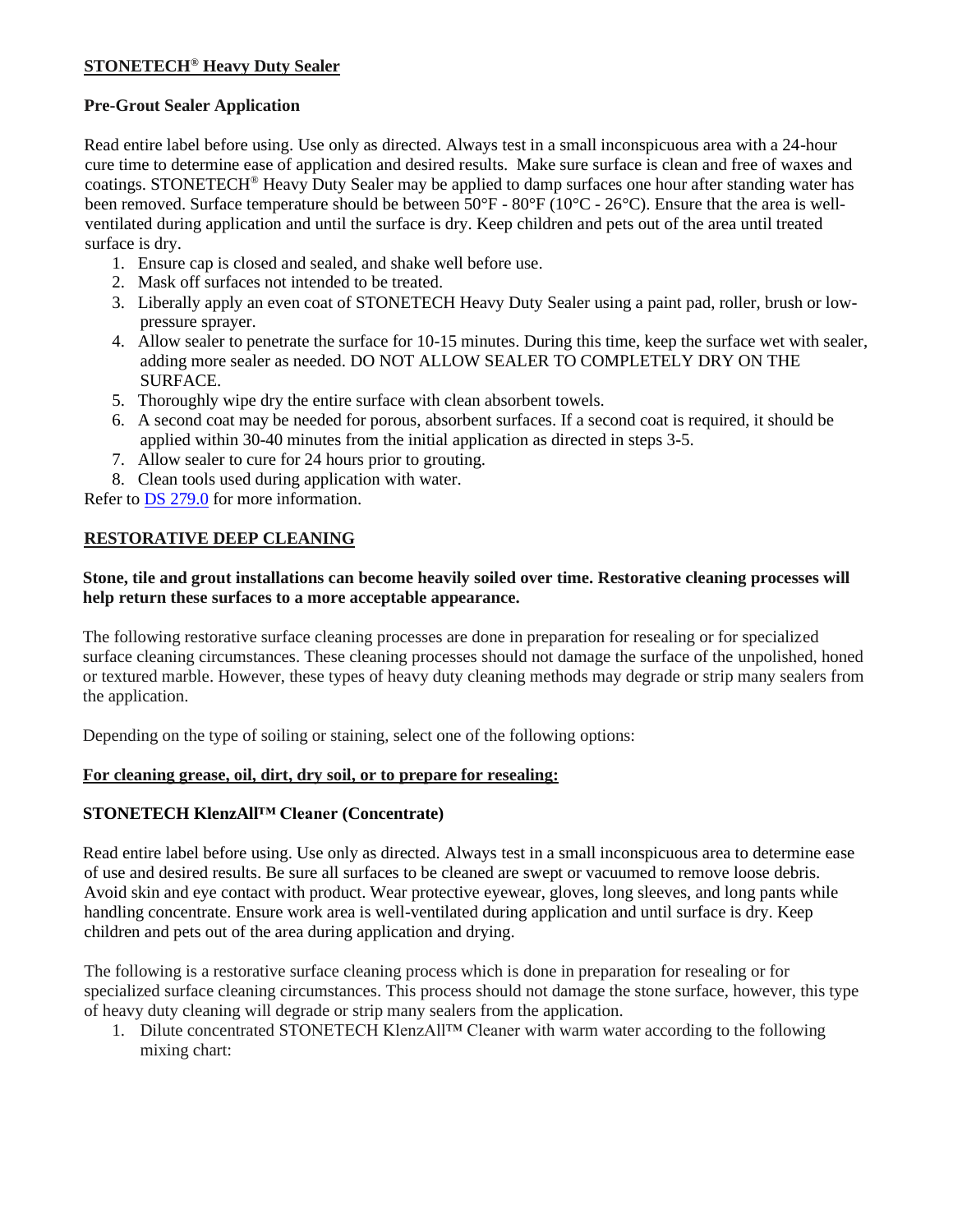## **STONETECH® Heavy Duty Sealer**

### **Pre-Grout Sealer Application**

Read entire label before using. Use only as directed. Always test in a small inconspicuous area with a 24-hour cure time to determine ease of application and desired results. Make sure surface is clean and free of waxes and coatings. STONETECH® Heavy Duty Sealer may be applied to damp surfaces one hour after standing water has been removed. Surface temperature should be between 50°F - 80°F (10°C - 26°C). Ensure that the area is well-ventilated during application and until the surface is dry. Keep children and pets out of the area until treated surface is dry.

1. Ensure cap is closed and sealed, and shake well before use.
2. Mask off surfaces not intended to be treated.
3. Liberally apply an even coat of STONETECH Heavy Duty Sealer using a paint pad, roller, brush or low-pressure sprayer.
4. Allow sealer to penetrate the surface for 10-15 minutes. During this time, keep the surface wet with sealer, adding more sealer as needed. DO NOT ALLOW SEALER TO COMPLETELY DRY ON THE SURFACE.
5. Thoroughly wipe dry the entire surface with clean absorbent towels.
6. A second coat may be needed for porous, absorbent surfaces. If a second coat is required, it should be applied within 30-40 minutes from the initial application as directed in steps 3-5.
7. Allow sealer to cure for 24 hours prior to grouting.
8. Clean tools used during application with water.

Refer to DS 279.0 for more information.

## **RESTORATIVE DEEP CLEANING**

**Stone, tile and grout installations can become heavily soiled over time. Restorative cleaning processes will help return these surfaces to a more acceptable appearance.**

The following restorative surface cleaning processes are done in preparation for resealing or for specialized surface cleaning circumstances. These cleaning processes should not damage the surface of the unpolished, honed or textured marble. However, these types of heavy duty cleaning methods may degrade or strip many sealers from the application.

Depending on the type of soiling or staining, select one of the following options:

### **For cleaning grease, oil, dirt, dry soil, or to prepare for resealing:**

### **STONETECH KlenzAll™ Cleaner (Concentrate)**

Read entire label before using. Use only as directed. Always test in a small inconspicuous area to determine ease of use and desired results. Be sure all surfaces to be cleaned are swept or vacuumed to remove loose debris. Avoid skin and eye contact with product. Wear protective eyewear, gloves, long sleeves, and long pants while handling concentrate. Ensure work area is well-ventilated during application and until surface is dry. Keep children and pets out of the area during application and drying.

The following is a restorative surface cleaning process which is done in preparation for resealing or for specialized surface cleaning circumstances. This process should not damage the stone surface, however, this type of heavy duty cleaning will degrade or strip many sealers from the application.

1. Dilute concentrated STONETECH KlenzAll™ Cleaner with warm water according to the following mixing chart: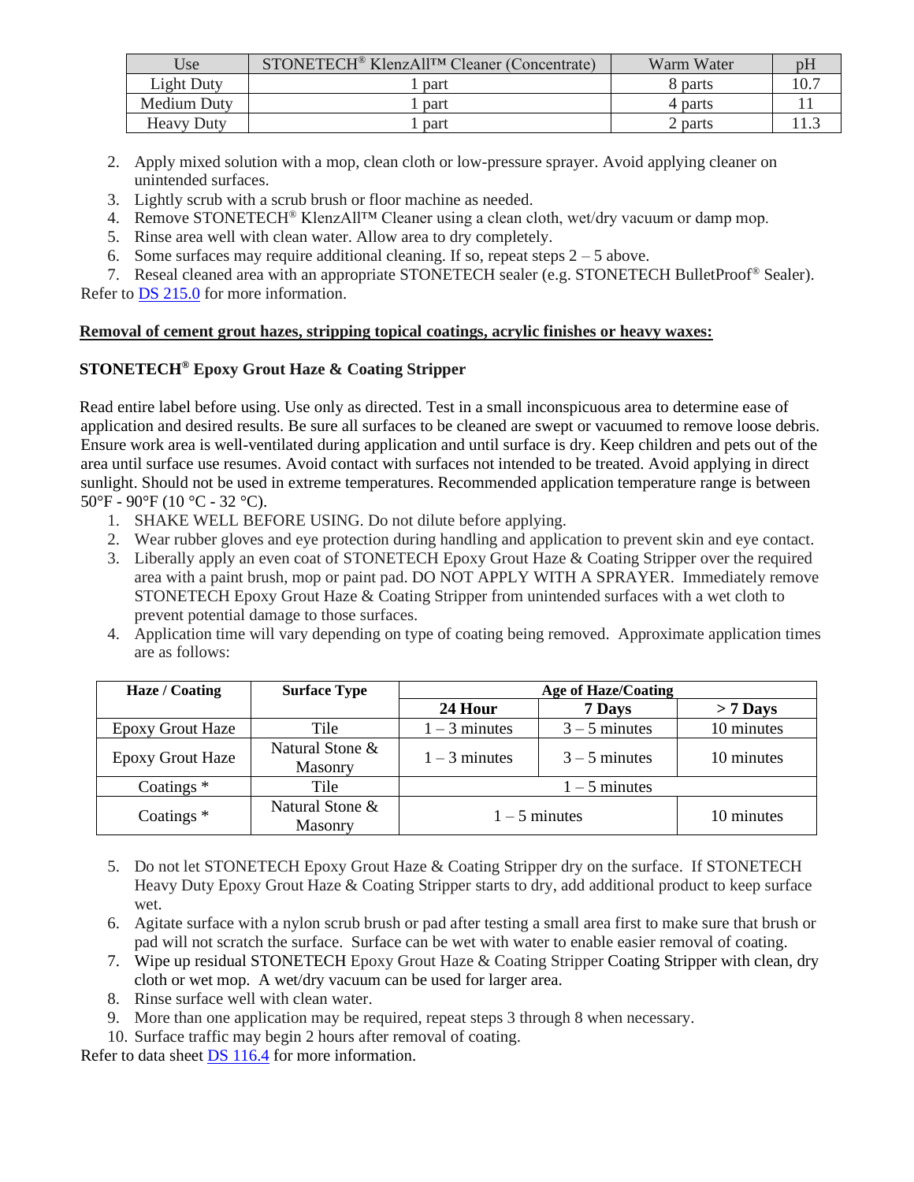| Use | STONETECH® KlenzAll™ Cleaner (Concentrate) | Warm Water | pH |
|---|---|---|---|
| Light Duty | 1 part | 8 parts | 10.7 |
| Medium Duty | 1 part | 4 parts | 11 |
| Heavy Duty | 1 part | 2 parts | 11.3 |

2. Apply mixed solution with a mop, clean cloth or low-pressure sprayer. Avoid applying cleaner on unintended surfaces.
3. Lightly scrub with a scrub brush or floor machine as needed.
4. Remove STONETECH® KlenzAll™ Cleaner using a clean cloth, wet/dry vacuum or damp mop.
5. Rinse area well with clean water. Allow area to dry completely.
6. Some surfaces may require additional cleaning. If so, repeat steps 2 – 5 above.
7. Reseal cleaned area with an appropriate STONETECH sealer (e.g. STONETECH BulletProof® Sealer).

Refer to DS 215.0 for more information.

**Removal of cement grout hazes, stripping topical coatings, acrylic finishes or heavy waxes:**

**STONETECH® Epoxy Grout Haze & Coating Stripper**

Read entire label before using. Use only as directed. Test in a small inconspicuous area to determine ease of application and desired results. Be sure all surfaces to be cleaned are swept or vacuumed to remove loose debris. Ensure work area is well-ventilated during application and until surface is dry. Keep children and pets out of the area until surface use resumes. Avoid contact with surfaces not intended to be treated. Avoid applying in direct sunlight. Should not be used in extreme temperatures. Recommended application temperature range is between 50°F - 90°F (10 °C - 32 °C).

1. SHAKE WELL BEFORE USING. Do not dilute before applying.
2. Wear rubber gloves and eye protection during handling and application to prevent skin and eye contact.
3. Liberally apply an even coat of STONETECH Epoxy Grout Haze & Coating Stripper over the required area with a paint brush, mop or paint pad. DO NOT APPLY WITH A SPRAYER. Immediately remove STONETECH Epoxy Grout Haze & Coating Stripper from unintended surfaces with a wet cloth to prevent potential damage to those surfaces.
4. Application time will vary depending on type of coating being removed. Approximate application times are as follows:

| Haze / Coating | Surface Type | Age of Haze/Coating | | |
|---|---|---|---|---|
| | | **24 Hour** | **7 Days** | **> 7 Days** |
| Epoxy Grout Haze | Tile | 1 – 3 minutes | 3 – 5 minutes | 10 minutes |
| Epoxy Grout Haze | Natural Stone & Masonry | 1 – 3 minutes | 3 – 5 minutes | 10 minutes |
| Coatings * | Tile | 1 – 5 minutes | | |
| Coatings * | Natural Stone & Masonry | 1 – 5 minutes | | 10 minutes |

5. Do not let STONETECH Epoxy Grout Haze & Coating Stripper dry on the surface. If STONETECH Heavy Duty Epoxy Grout Haze & Coating Stripper starts to dry, add additional product to keep surface wet.
6. Agitate surface with a nylon scrub brush or pad after testing a small area first to make sure that brush or pad will not scratch the surface. Surface can be wet with water to enable easier removal of coating.
7. Wipe up residual STONETECH Epoxy Grout Haze & Coating Stripper Coating Stripper with clean, dry cloth or wet mop. A wet/dry vacuum can be used for larger area.
8. Rinse surface well with clean water.
9. More than one application may be required, repeat steps 3 through 8 when necessary.
10. Surface traffic may begin 2 hours after removal of coating.

Refer to data sheet DS 116.4 for more information.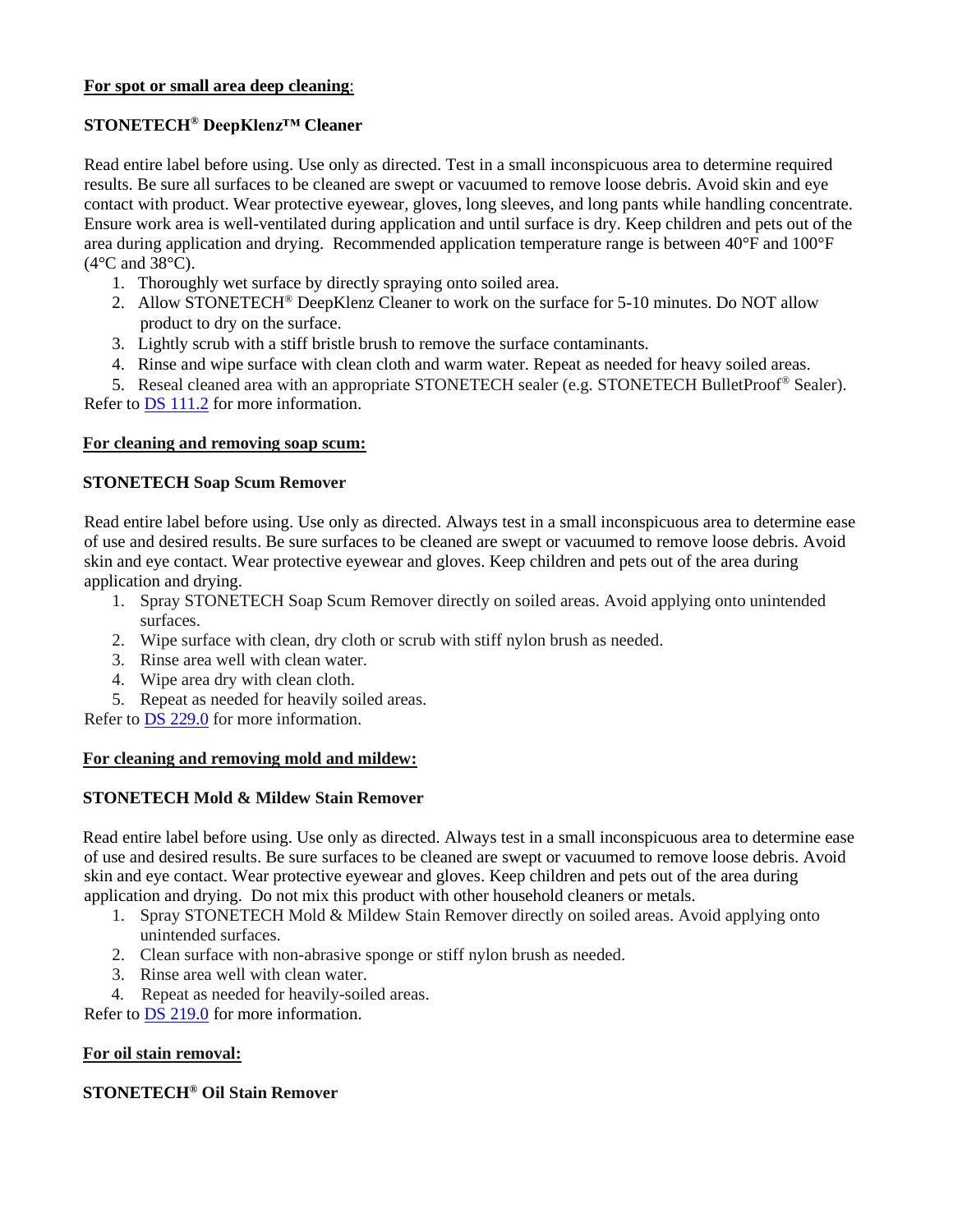**For spot or small area deep cleaning**:

**STONETECH® DeepKlenz™ Cleaner**

Read entire label before using. Use only as directed. Test in a small inconspicuous area to determine required results. Be sure all surfaces to be cleaned are swept or vacuumed to remove loose debris. Avoid skin and eye contact with product. Wear protective eyewear, gloves, long sleeves, and long pants while handling concentrate. Ensure work area is well-ventilated during application and until surface is dry. Keep children and pets out of the area during application and drying. Recommended application temperature range is between 40°F and 100°F (4°C and 38°C).

1. Thoroughly wet surface by directly spraying onto soiled area.
2. Allow STONETECH® DeepKlenz Cleaner to work on the surface for 5-10 minutes. Do NOT allow product to dry on the surface.
3. Lightly scrub with a stiff bristle brush to remove the surface contaminants.
4. Rinse and wipe surface with clean cloth and warm water. Repeat as needed for heavy soiled areas.
5. Reseal cleaned area with an appropriate STONETECH sealer (e.g. STONETECH BulletProof® Sealer).

Refer to DS 111.2 for more information.

**For cleaning and removing soap scum:**

**STONETECH Soap Scum Remover**

Read entire label before using. Use only as directed. Always test in a small inconspicuous area to determine ease of use and desired results. Be sure surfaces to be cleaned are swept or vacuumed to remove loose debris. Avoid skin and eye contact. Wear protective eyewear and gloves. Keep children and pets out of the area during application and drying.

1. Spray STONETECH Soap Scum Remover directly on soiled areas. Avoid applying onto unintended surfaces.
2. Wipe surface with clean, dry cloth or scrub with stiff nylon brush as needed.
3. Rinse area well with clean water.
4. Wipe area dry with clean cloth.
5. Repeat as needed for heavily soiled areas.

Refer to DS 229.0 for more information.

**For cleaning and removing mold and mildew:**

**STONETECH Mold & Mildew Stain Remover**

Read entire label before using. Use only as directed. Always test in a small inconspicuous area to determine ease of use and desired results. Be sure surfaces to be cleaned are swept or vacuumed to remove loose debris. Avoid skin and eye contact. Wear protective eyewear and gloves. Keep children and pets out of the area during application and drying. Do not mix this product with other household cleaners or metals.

1. Spray STONETECH Mold & Mildew Stain Remover directly on soiled areas. Avoid applying onto unintended surfaces.
2. Clean surface with non-abrasive sponge or stiff nylon brush as needed.
3. Rinse area well with clean water.
4. Repeat as needed for heavily-soiled areas.

Refer to DS 219.0 for more information.

**For oil stain removal:**

**STONETECH® Oil Stain Remover**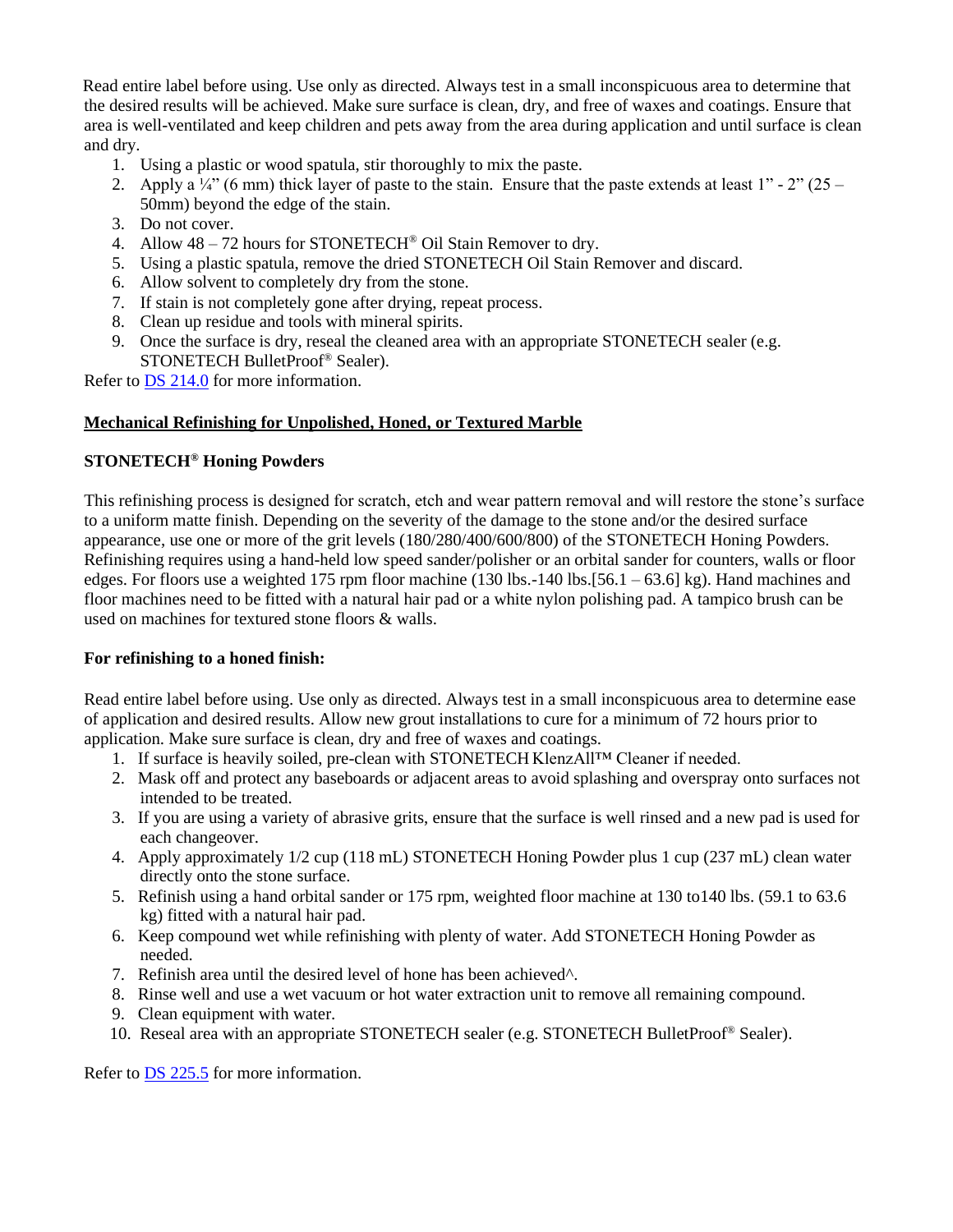Read entire label before using. Use only as directed. Always test in a small inconspicuous area to determine that the desired results will be achieved. Make sure surface is clean, dry, and free of waxes and coatings. Ensure that area is well-ventilated and keep children and pets away from the area during application and until surface is clean and dry.

1. Using a plastic or wood spatula, stir thoroughly to mix the paste.
2. Apply a ¼" (6 mm) thick layer of paste to the stain. Ensure that the paste extends at least 1" - 2" (25 – 50mm) beyond the edge of the stain.
3. Do not cover.
4. Allow 48 – 72 hours for STONETECH® Oil Stain Remover to dry.
5. Using a plastic spatula, remove the dried STONETECH Oil Stain Remover and discard.
6. Allow solvent to completely dry from the stone.
7. If stain is not completely gone after drying, repeat process.
8. Clean up residue and tools with mineral spirits.
9. Once the surface is dry, reseal the cleaned area with an appropriate STONETECH sealer (e.g. STONETECH BulletProof® Sealer).

Refer to DS 214.0 for more information.

## Mechanical Refinishing for Unpolished, Honed, or Textured Marble

### STONETECH® Honing Powders

This refinishing process is designed for scratch, etch and wear pattern removal and will restore the stone's surface to a uniform matte finish. Depending on the severity of the damage to the stone and/or the desired surface appearance, use one or more of the grit levels (180/280/400/600/800) of the STONETECH Honing Powders. Refinishing requires using a hand-held low speed sander/polisher or an orbital sander for counters, walls or floor edges. For floors use a weighted 175 rpm floor machine (130 lbs.-140 lbs.[56.1 – 63.6] kg). Hand machines and floor machines need to be fitted with a natural hair pad or a white nylon polishing pad. A tampico brush can be used on machines for textured stone floors & walls.

**For refinishing to a honed finish:**

Read entire label before using. Use only as directed. Always test in a small inconspicuous area to determine ease of application and desired results. Allow new grout installations to cure for a minimum of 72 hours prior to application. Make sure surface is clean, dry and free of waxes and coatings.

1. If surface is heavily soiled, pre-clean with STONETECH KlenzAll™ Cleaner if needed.
2. Mask off and protect any baseboards or adjacent areas to avoid splashing and overspray onto surfaces not intended to be treated.
3. If you are using a variety of abrasive grits, ensure that the surface is well rinsed and a new pad is used for each changeover.
4. Apply approximately 1/2 cup (118 mL) STONETECH Honing Powder plus 1 cup (237 mL) clean water directly onto the stone surface.
5. Refinish using a hand orbital sander or 175 rpm, weighted floor machine at 130 to140 lbs. (59.1 to 63.6 kg) fitted with a natural hair pad.
6. Keep compound wet while refinishing with plenty of water. Add STONETECH Honing Powder as needed.
7. Refinish area until the desired level of hone has been achieved^.
8. Rinse well and use a wet vacuum or hot water extraction unit to remove all remaining compound.
9. Clean equipment with water.
10. Reseal area with an appropriate STONETECH sealer (e.g. STONETECH BulletProof® Sealer).

Refer to DS 225.5 for more information.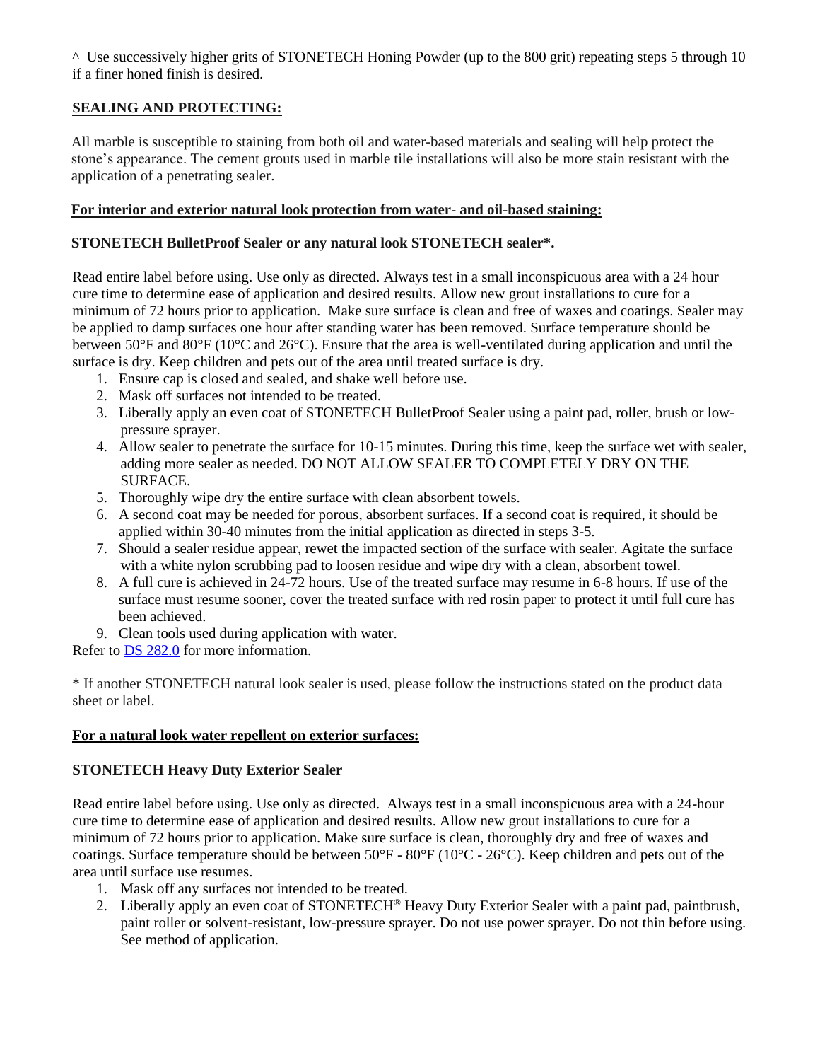^ Use successively higher grits of STONETECH Honing Powder (up to the 800 grit) repeating steps 5 through 10 if a finer honed finish is desired.

## SEALING AND PROTECTING:

All marble is susceptible to staining from both oil and water-based materials and sealing will help protect the stone's appearance. The cement grouts used in marble tile installations will also be more stain resistant with the application of a penetrating sealer.

### For interior and exterior natural look protection from water- and oil-based staining:

**STONETECH BulletProof Sealer or any natural look STONETECH sealer*.**

Read entire label before using. Use only as directed. Always test in a small inconspicuous area with a 24 hour cure time to determine ease of application and desired results. Allow new grout installations to cure for a minimum of 72 hours prior to application. Make sure surface is clean and free of waxes and coatings. Sealer may be applied to damp surfaces one hour after standing water has been removed. Surface temperature should be between 50°F and 80°F (10°C and 26°C). Ensure that the area is well-ventilated during application and until the surface is dry. Keep children and pets out of the area until treated surface is dry.

1. Ensure cap is closed and sealed, and shake well before use.
2. Mask off surfaces not intended to be treated.
3. Liberally apply an even coat of STONETECH BulletProof Sealer using a paint pad, roller, brush or low-pressure sprayer.
4. Allow sealer to penetrate the surface for 10-15 minutes. During this time, keep the surface wet with sealer, adding more sealer as needed. DO NOT ALLOW SEALER TO COMPLETELY DRY ON THE SURFACE.
5. Thoroughly wipe dry the entire surface with clean absorbent towels.
6. A second coat may be needed for porous, absorbent surfaces. If a second coat is required, it should be applied within 30-40 minutes from the initial application as directed in steps 3-5.
7. Should a sealer residue appear, rewet the impacted section of the surface with sealer. Agitate the surface with a white nylon scrubbing pad to loosen residue and wipe dry with a clean, absorbent towel.
8. A full cure is achieved in 24-72 hours. Use of the treated surface may resume in 6-8 hours. If use of the surface must resume sooner, cover the treated surface with red rosin paper to protect it until full cure has been achieved.
9. Clean tools used during application with water.

Refer to DS 282.0 for more information.

* If another STONETECH natural look sealer is used, please follow the instructions stated on the product data sheet or label.

### For a natural look water repellent on exterior surfaces:

**STONETECH Heavy Duty Exterior Sealer**

Read entire label before using. Use only as directed. Always test in a small inconspicuous area with a 24-hour cure time to determine ease of application and desired results. Allow new grout installations to cure for a minimum of 72 hours prior to application. Make sure surface is clean, thoroughly dry and free of waxes and coatings. Surface temperature should be between 50°F - 80°F (10°C - 26°C). Keep children and pets out of the area until surface use resumes.

1. Mask off any surfaces not intended to be treated.
2. Liberally apply an even coat of STONETECH® Heavy Duty Exterior Sealer with a paint pad, paintbrush, paint roller or solvent-resistant, low-pressure sprayer. Do not use power sprayer. Do not thin before using. See method of application.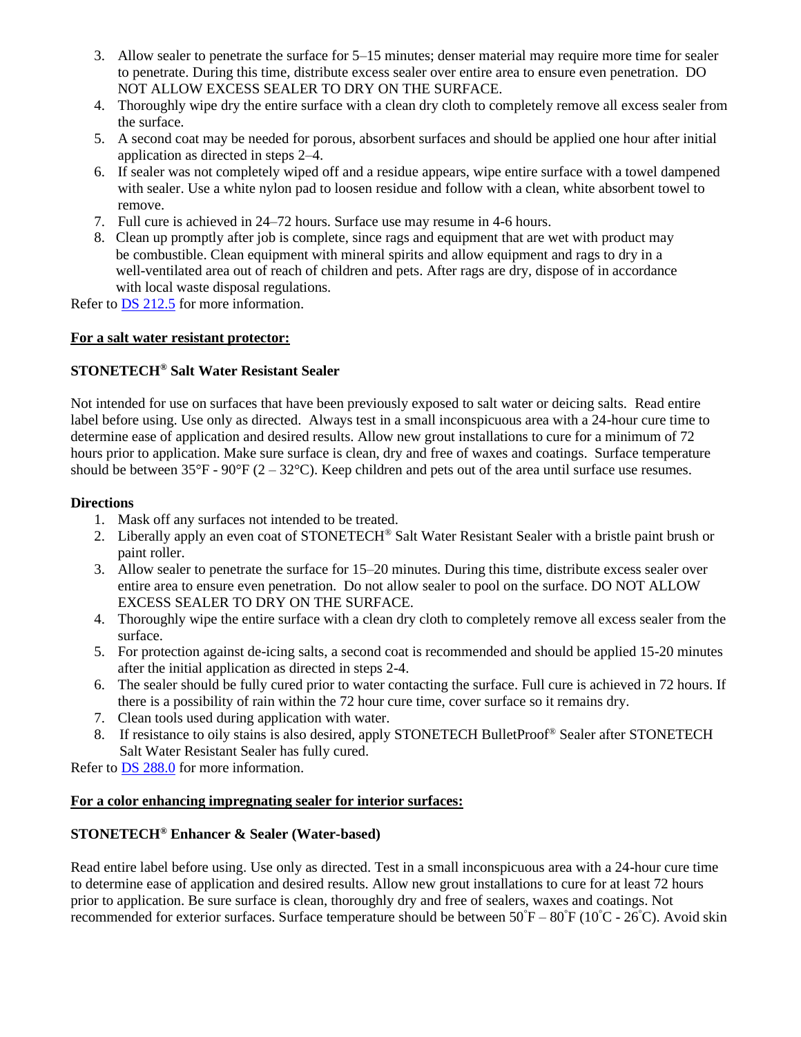3. Allow sealer to penetrate the surface for 5–15 minutes; denser material may require more time for sealer to penetrate. During this time, distribute excess sealer over entire area to ensure even penetration. DO NOT ALLOW EXCESS SEALER TO DRY ON THE SURFACE.
4. Thoroughly wipe dry the entire surface with a clean dry cloth to completely remove all excess sealer from the surface.
5. A second coat may be needed for porous, absorbent surfaces and should be applied one hour after initial application as directed in steps 2–4.
6. If sealer was not completely wiped off and a residue appears, wipe entire surface with a towel dampened with sealer. Use a white nylon pad to loosen residue and follow with a clean, white absorbent towel to remove.
7. Full cure is achieved in 24–72 hours. Surface use may resume in 4-6 hours.
8. Clean up promptly after job is complete, since rags and equipment that are wet with product may be combustible. Clean equipment with mineral spirits and allow equipment and rags to dry in a well-ventilated area out of reach of children and pets. After rags are dry, dispose of in accordance with local waste disposal regulations.

Refer to DS 212.5 for more information.

**For a salt water resistant protector:**

**STONETECH® Salt Water Resistant Sealer**

Not intended for use on surfaces that have been previously exposed to salt water or deicing salts. Read entire label before using. Use only as directed. Always test in a small inconspicuous area with a 24-hour cure time to determine ease of application and desired results. Allow new grout installations to cure for a minimum of 72 hours prior to application. Make sure surface is clean, dry and free of waxes and coatings. Surface temperature should be between 35°F - 90°F (2 – 32°C). Keep children and pets out of the area until surface use resumes.

**Directions**

1. Mask off any surfaces not intended to be treated.
2. Liberally apply an even coat of STONETECH® Salt Water Resistant Sealer with a bristle paint brush or paint roller.
3. Allow sealer to penetrate the surface for 15–20 minutes. During this time, distribute excess sealer over entire area to ensure even penetration. Do not allow sealer to pool on the surface. DO NOT ALLOW EXCESS SEALER TO DRY ON THE SURFACE.
4. Thoroughly wipe the entire surface with a clean dry cloth to completely remove all excess sealer from the surface.
5. For protection against de-icing salts, a second coat is recommended and should be applied 15-20 minutes after the initial application as directed in steps 2-4.
6. The sealer should be fully cured prior to water contacting the surface. Full cure is achieved in 72 hours. If there is a possibility of rain within the 72 hour cure time, cover surface so it remains dry.
7. Clean tools used during application with water.
8. If resistance to oily stains is also desired, apply STONETECH BulletProof® Sealer after STONETECH Salt Water Resistant Sealer has fully cured.

Refer to DS 288.0 for more information.

**For a color enhancing impregnating sealer for interior surfaces:**

**STONETECH® Enhancer & Sealer (Water-based)**

Read entire label before using. Use only as directed. Test in a small inconspicuous area with a 24-hour cure time to determine ease of application and desired results. Allow new grout installations to cure for at least 72 hours prior to application. Be sure surface is clean, thoroughly dry and free of sealers, waxes and coatings. Not recommended for exterior surfaces. Surface temperature should be between 50˚F – 80˚F (10˚C - 26˚C). Avoid skin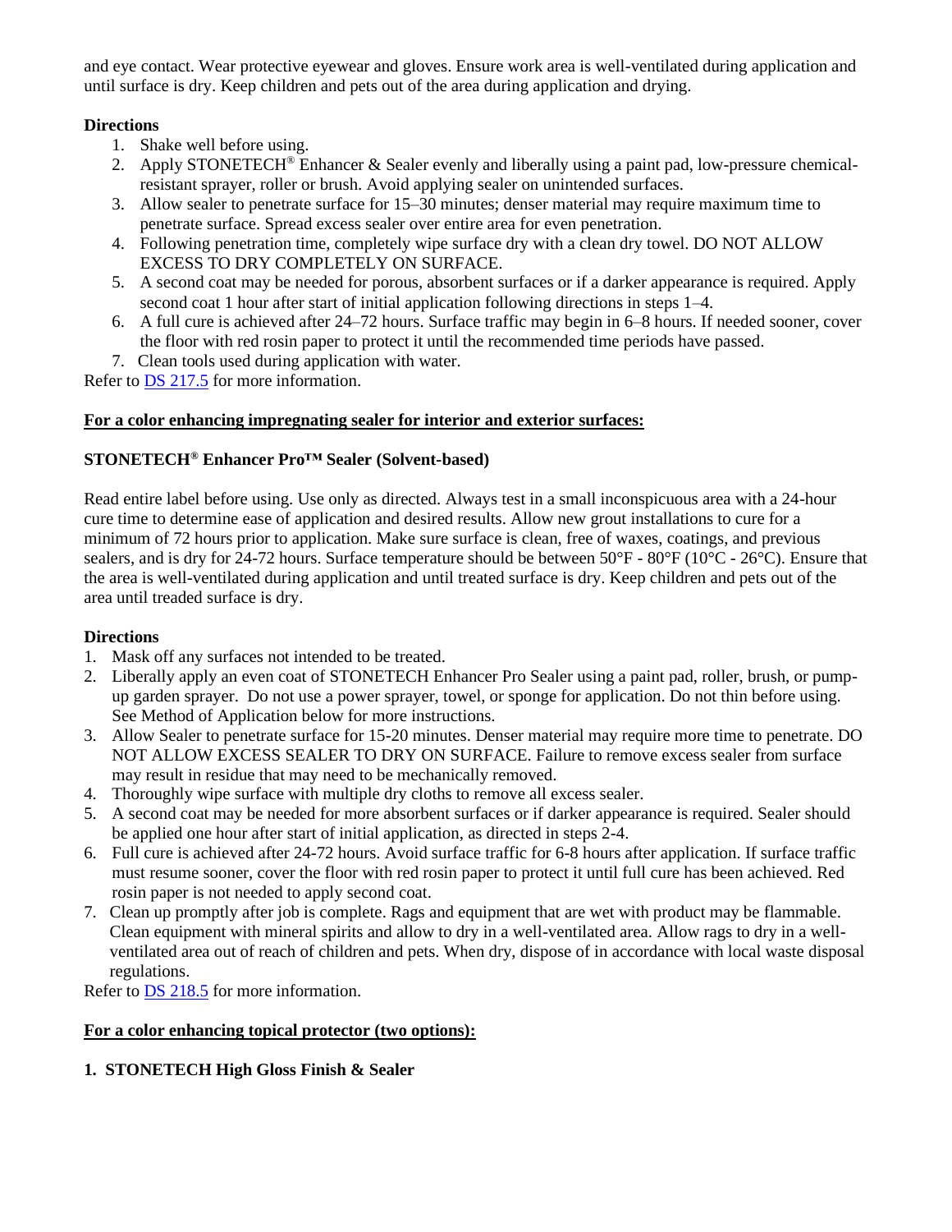and eye contact. Wear protective eyewear and gloves. Ensure work area is well-ventilated during application and until surface is dry. Keep children and pets out of the area during application and drying.

**Directions**

1. Shake well before using.
2. Apply STONETECH® Enhancer & Sealer evenly and liberally using a paint pad, low-pressure chemical-resistant sprayer, roller or brush. Avoid applying sealer on unintended surfaces.
3. Allow sealer to penetrate surface for 15–30 minutes; denser material may require maximum time to penetrate surface. Spread excess sealer over entire area for even penetration.
4. Following penetration time, completely wipe surface dry with a clean dry towel. DO NOT ALLOW EXCESS TO DRY COMPLETELY ON SURFACE.
5. A second coat may be needed for porous, absorbent surfaces or if a darker appearance is required. Apply second coat 1 hour after start of initial application following directions in steps 1–4.
6. A full cure is achieved after 24–72 hours. Surface traffic may begin in 6–8 hours. If needed sooner, cover the floor with red rosin paper to protect it until the recommended time periods have passed.
7. Clean tools used during application with water.

Refer to [DS 217.5] for more information.

**<u>For a color enhancing impregnating sealer for interior and exterior surfaces:</u>**

**STONETECH® Enhancer Pro™ Sealer (Solvent-based)**

Read entire label before using. Use only as directed. Always test in a small inconspicuous area with a 24-hour cure time to determine ease of application and desired results. Allow new grout installations to cure for a minimum of 72 hours prior to application. Make sure surface is clean, free of waxes, coatings, and previous sealers, and is dry for 24-72 hours. Surface temperature should be between 50°F - 80°F (10°C - 26°C). Ensure that the area is well-ventilated during application and until treated surface is dry. Keep children and pets out of the area until treaded surface is dry.

**Directions**

1. Mask off any surfaces not intended to be treated.
2. Liberally apply an even coat of STONETECH Enhancer Pro Sealer using a paint pad, roller, brush, or pump-up garden sprayer. Do not use a power sprayer, towel, or sponge for application. Do not thin before using. See Method of Application below for more instructions.
3. Allow Sealer to penetrate surface for 15-20 minutes. Denser material may require more time to penetrate. DO NOT ALLOW EXCESS SEALER TO DRY ON SURFACE. Failure to remove excess sealer from surface may result in residue that may need to be mechanically removed.
4. Thoroughly wipe surface with multiple dry cloths to remove all excess sealer.
5. A second coat may be needed for more absorbent surfaces or if darker appearance is required. Sealer should be applied one hour after start of initial application, as directed in steps 2-4.
6. Full cure is achieved after 24-72 hours. Avoid surface traffic for 6-8 hours after application. If surface traffic must resume sooner, cover the floor with red rosin paper to protect it until full cure has been achieved. Red rosin paper is not needed to apply second coat.
7. Clean up promptly after job is complete. Rags and equipment that are wet with product may be flammable. Clean equipment with mineral spirits and allow to dry in a well-ventilated area. Allow rags to dry in a well-ventilated area out of reach of children and pets. When dry, dispose of in accordance with local waste disposal regulations.

Refer to [DS 218.5] for more information.

**<u>For a color enhancing topical protector (two options):</u>**

**1. STONETECH High Gloss Finish & Sealer**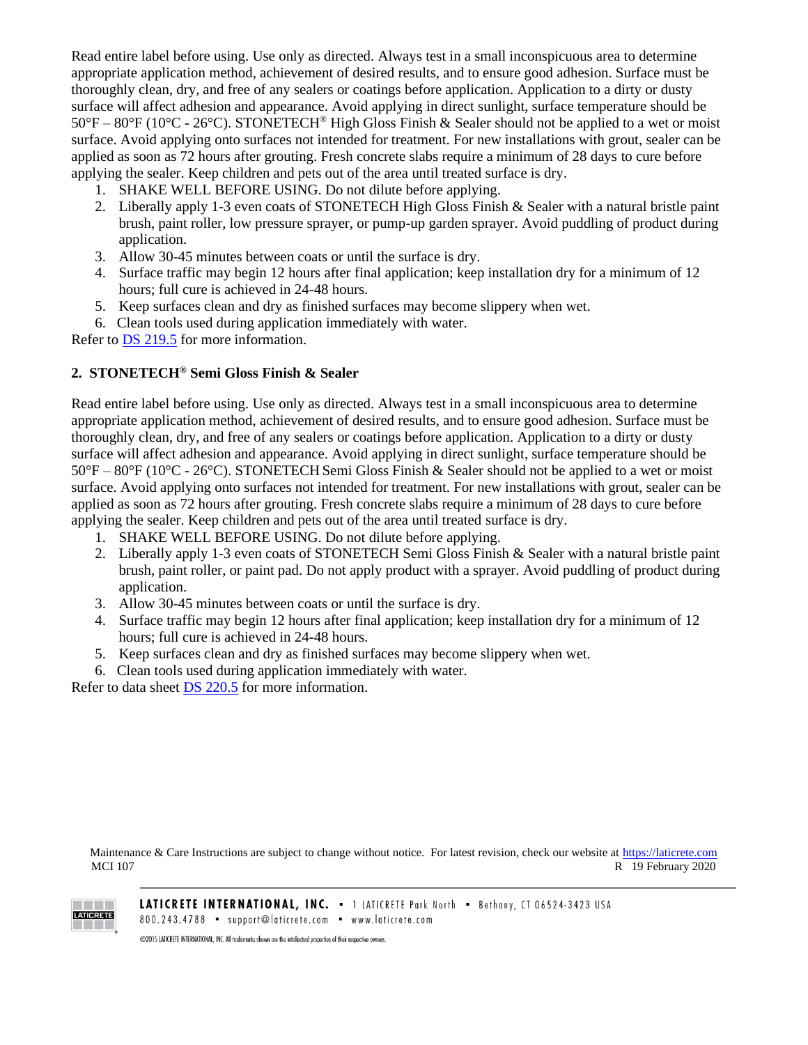Read entire label before using. Use only as directed. Always test in a small inconspicuous area to determine appropriate application method, achievement of desired results, and to ensure good adhesion. Surface must be thoroughly clean, dry, and free of any sealers or coatings before application. Application to a dirty or dusty surface will affect adhesion and appearance. Avoid applying in direct sunlight, surface temperature should be 50°F – 80°F (10°C - 26°C). STONETECH® High Gloss Finish & Sealer should not be applied to a wet or moist surface. Avoid applying onto surfaces not intended for treatment. For new installations with grout, sealer can be applied as soon as 72 hours after grouting. Fresh concrete slabs require a minimum of 28 days to cure before applying the sealer. Keep children and pets out of the area until treated surface is dry.

1. SHAKE WELL BEFORE USING. Do not dilute before applying.
2. Liberally apply 1-3 even coats of STONETECH High Gloss Finish & Sealer with a natural bristle paint brush, paint roller, low pressure sprayer, or pump-up garden sprayer. Avoid puddling of product during application.
3. Allow 30-45 minutes between coats or until the surface is dry.
4. Surface traffic may begin 12 hours after final application; keep installation dry for a minimum of 12 hours; full cure is achieved in 24-48 hours.
5. Keep surfaces clean and dry as finished surfaces may become slippery when wet.
6. Clean tools used during application immediately with water.

Refer to DS 219.5 for more information.

## 2. STONETECH® Semi Gloss Finish & Sealer

Read entire label before using. Use only as directed. Always test in a small inconspicuous area to determine appropriate application method, achievement of desired results, and to ensure good adhesion. Surface must be thoroughly clean, dry, and free of any sealers or coatings before application. Application to a dirty or dusty surface will affect adhesion and appearance. Avoid applying in direct sunlight, surface temperature should be 50°F – 80°F (10°C - 26°C). STONETECH Semi Gloss Finish & Sealer should not be applied to a wet or moist surface. Avoid applying onto surfaces not intended for treatment. For new installations with grout, sealer can be applied as soon as 72 hours after grouting. Fresh concrete slabs require a minimum of 28 days to cure before applying the sealer. Keep children and pets out of the area until treated surface is dry.

1. SHAKE WELL BEFORE USING. Do not dilute before applying.
2. Liberally apply 1-3 even coats of STONETECH Semi Gloss Finish & Sealer with a natural bristle paint brush, paint roller, or paint pad. Do not apply product with a sprayer. Avoid puddling of product during application.
3. Allow 30-45 minutes between coats or until the surface is dry.
4. Surface traffic may begin 12 hours after final application; keep installation dry for a minimum of 12 hours; full cure is achieved in 24-48 hours.
5. Keep surfaces clean and dry as finished surfaces may become slippery when wet.
6. Clean tools used during application immediately with water.

Refer to data sheet DS 220.5 for more information.

Maintenance & Care Instructions are subject to change without notice. For latest revision, check our website at https://laticrete.com
MCI 107 R 19 February 2020

**LATICRETE INTERNATIONAL, INC.** ▪ 1 LATICRETE Park North ▪ Bethany, CT 06524-3423 USA
800.243.4788 ▪ support@laticrete.com ▪ www.laticrete.com

©2015 LATICRETE INTERNATIONAL, INC. All trademarks shown are the intellectual properties of their respective owners.